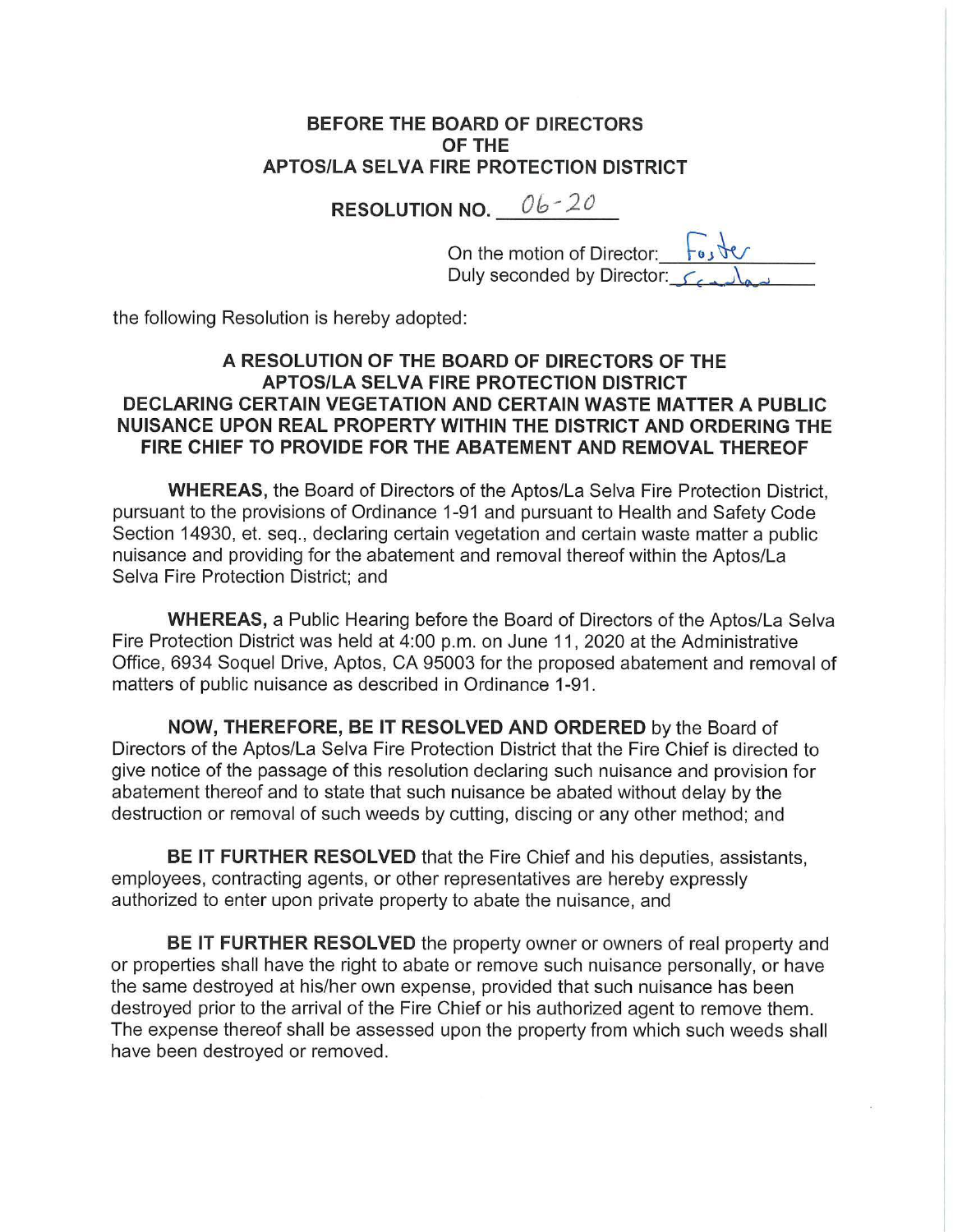**BEFORE THE BOARD OF DIRECTORS
OF THE
APTOS/LA SELVA FIRE PROTECTION DISTRICT**

**RESOLUTION NO.** 06-20

On the motion of Director: Foster
Duly seconded by Director: Scanlan

the following Resolution is hereby adopted:

**A RESOLUTION OF THE BOARD OF DIRECTORS OF THE APTOS/LA SELVA FIRE PROTECTION DISTRICT DECLARING CERTAIN VEGETATION AND CERTAIN WASTE MATTER A PUBLIC NUISANCE UPON REAL PROPERTY WITHIN THE DISTRICT AND ORDERING THE FIRE CHIEF TO PROVIDE FOR THE ABATEMENT AND REMOVAL THEREOF**

**WHEREAS,** the Board of Directors of the Aptos/La Selva Fire Protection District, pursuant to the provisions of Ordinance 1-91 and pursuant to Health and Safety Code Section 14930, et. seq., declaring certain vegetation and certain waste matter a public nuisance and providing for the abatement and removal thereof within the Aptos/La Selva Fire Protection District; and

**WHEREAS,** a Public Hearing before the Board of Directors of the Aptos/La Selva Fire Protection District was held at 4:00 p.m. on June 11, 2020 at the Administrative Office, 6934 Soquel Drive, Aptos, CA 95003 for the proposed abatement and removal of matters of public nuisance as described in Ordinance 1-91.

**NOW, THEREFORE, BE IT RESOLVED AND ORDERED** by the Board of Directors of the Aptos/La Selva Fire Protection District that the Fire Chief is directed to give notice of the passage of this resolution declaring such nuisance and provision for abatement thereof and to state that such nuisance be abated without delay by the destruction or removal of such weeds by cutting, discing or any other method; and

**BE IT FURTHER RESOLVED** that the Fire Chief and his deputies, assistants, employees, contracting agents, or other representatives are hereby expressly authorized to enter upon private property to abate the nuisance, and

**BE IT FURTHER RESOLVED** the property owner or owners of real property and or properties shall have the right to abate or remove such nuisance personally, or have the same destroyed at his/her own expense, provided that such nuisance has been destroyed prior to the arrival of the Fire Chief or his authorized agent to remove them. The expense thereof shall be assessed upon the property from which such weeds shall have been destroyed or removed.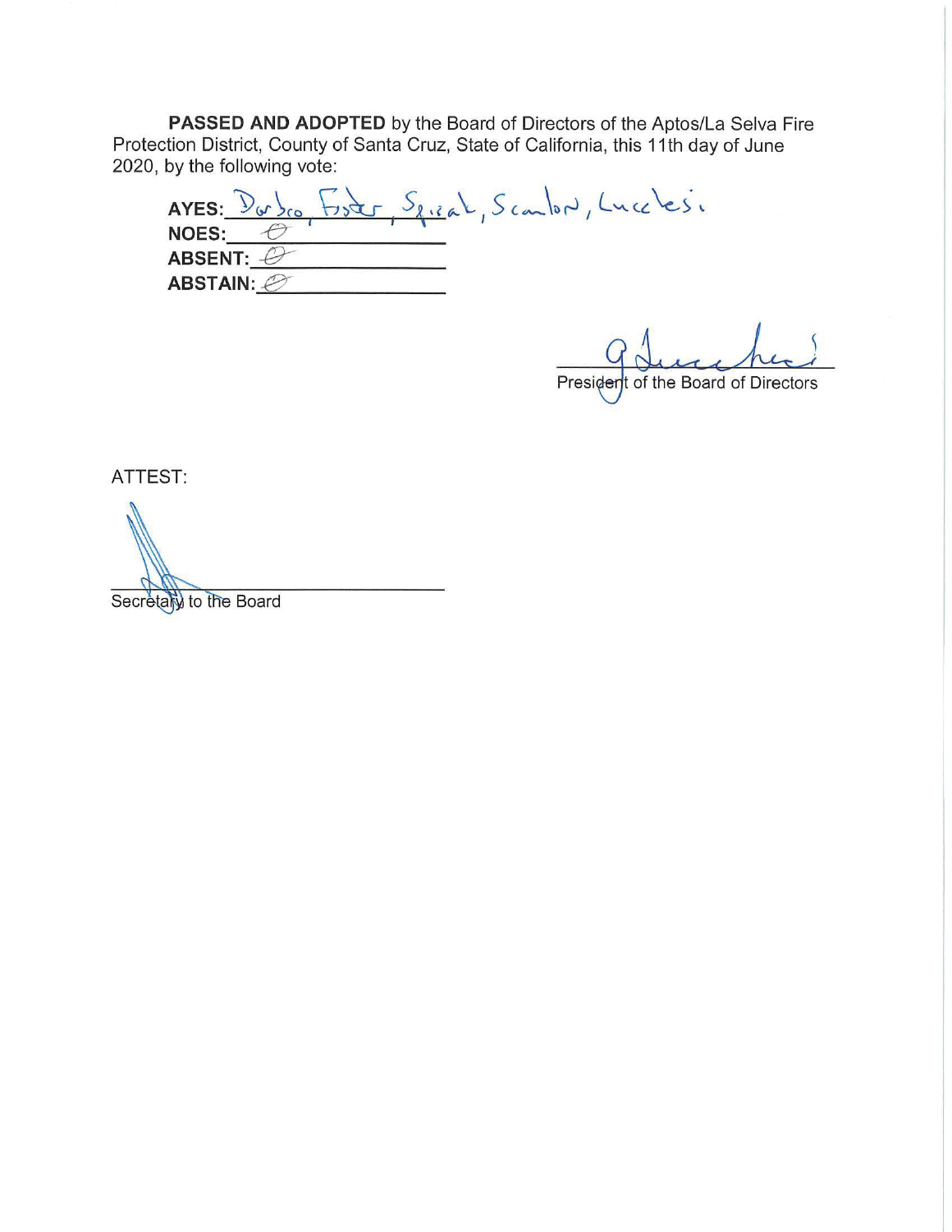**PASSED AND ADOPTED** by the Board of Directors of the Aptos/La Selva Fire Protection District, County of Santa Cruz, State of California, this 11th day of June 2020, by the following vote:

**AYES:** Dorsco, Foster, Spiegel, Scanlon, Lucchesi
**NOES:** Ø
**ABSENT:** Ø
**ABSTAIN:** Ø

\_\_\_\_\_\_\_\_\_\_\_\_\_\_\_\_\_\_\_\_\_\_\_\_\_\_\_\_
President of the Board of Directors

ATTEST:

\_\_\_\_\_\_\_\_\_\_\_\_\_\_\_\_\_\_\_\_\_\_\_\_\_\_\_\_
Secretary to the Board